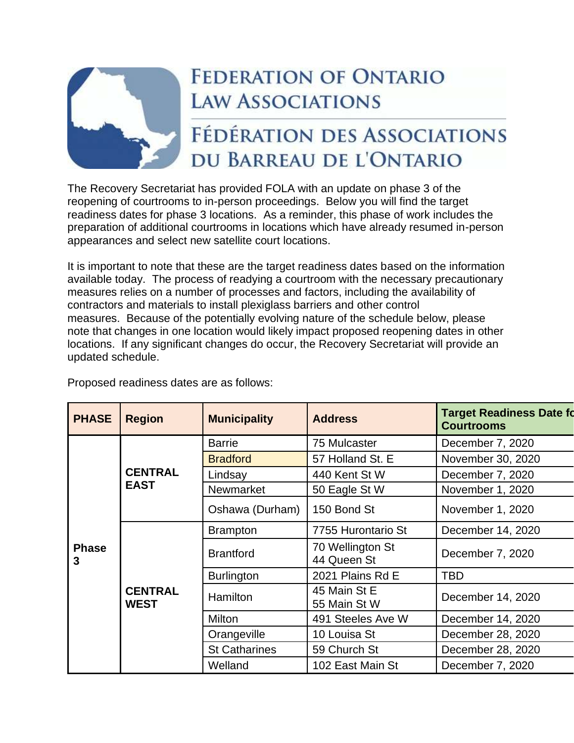# FEDERATION OF ONTARIO LAW ASSOCIATIONS

# FÉDÉRATION DES ASSOCIATIONS DU BARREAU DE L'ONTARIO

The Recovery Secretariat has provided FOLA with an update on phase 3 of the reopening of courtrooms to in-person proceedings. Below you will find the target readiness dates for phase 3 locations. As a reminder, this phase of work includes the preparation of additional courtrooms in locations which have already resumed in-person appearances and select new satellite court locations.

It is important to note that these are the target readiness dates based on the information available today. The process of readying a courtroom with the necessary precautionary measures relies on a number of processes and factors, including the availability of contractors and materials to install plexiglass barriers and other control measures. Because of the potentially evolving nature of the schedule below, please note that changes in one location would likely impact proposed reopening dates in other locations. If any significant changes do occur, the Recovery Secretariat will provide an updated schedule.

Proposed readiness dates are as follows:

| PHASE | Region | Municipality | Address | Target Readiness Date fo Courtrooms |
|---|---|---|---|---|
| Phase 3 | CENTRAL EAST | Barrie | 75 Mulcaster | December 7, 2020 |
| | | Bradford | 57 Holland St. E | November 30, 2020 |
| | | Lindsay | 440 Kent St W | December 7, 2020 |
| | | Newmarket | 50 Eagle St W | November 1, 2020 |
| | | Oshawa (Durham) | 150 Bond St | November 1, 2020 |
| | CENTRAL WEST | Brampton | 7755 Hurontario St | December 14, 2020 |
| | | Brantford | 70 Wellington St<br>44 Queen St | December 7, 2020 |
| | | Burlington | 2021 Plains Rd E | TBD |
| | | Hamilton | 45 Main St E<br>55 Main St W | December 14, 2020 |
| | | Milton | 491 Steeles Ave W | December 14, 2020 |
| | | Orangeville | 10 Louisa St | December 28, 2020 |
| | | St Catharines | 59 Church St | December 28, 2020 |
| | | Welland | 102 East Main St | December 7, 2020 |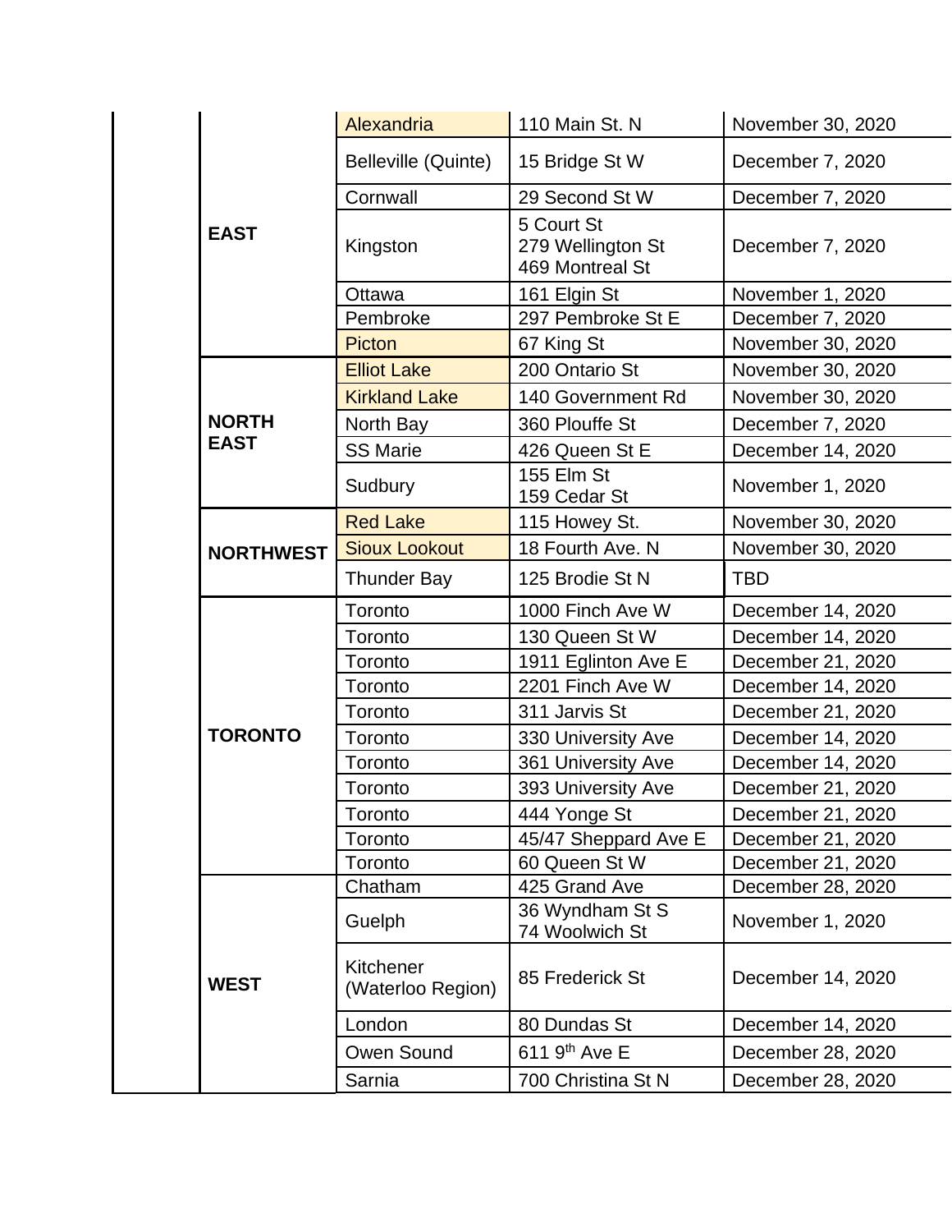| | | | | |
|---|---|---|---|---|
| | EAST | Alexandria | 110 Main St. N | November 30, 2020 |
| | | Belleville (Quinte) | 15 Bridge St W | December 7, 2020 |
| | | Cornwall | 29 Second St W | December 7, 2020 |
| | | Kingston | 5 Court St<br>279 Wellington St<br>469 Montreal St | December 7, 2020 |
| | | Ottawa | 161 Elgin St | November 1, 2020 |
| | | Pembroke | 297 Pembroke St E | December 7, 2020 |
| | | Picton | 67 King St | November 30, 2020 |
| | NORTH EAST | Elliot Lake | 200 Ontario St | November 30, 2020 |
| | | Kirkland Lake | 140 Government Rd | November 30, 2020 |
| | | North Bay | 360 Plouffe St | December 7, 2020 |
| | | SS Marie | 426 Queen St E | December 14, 2020 |
| | | Sudbury | 155 Elm St<br>159 Cedar St | November 1, 2020 |
| | NORTHWEST | Red Lake | 115 Howey St. | November 30, 2020 |
| | | Sioux Lookout | 18 Fourth Ave. N | November 30, 2020 |
| | | Thunder Bay | 125 Brodie St N | TBD |
| | TORONTO | Toronto | 1000 Finch Ave W | December 14, 2020 |
| | | Toronto | 130 Queen St W | December 14, 2020 |
| | | Toronto | 1911 Eglinton Ave E | December 21, 2020 |
| | | Toronto | 2201 Finch Ave W | December 14, 2020 |
| | | Toronto | 311 Jarvis St | December 21, 2020 |
| | | Toronto | 330 University Ave | December 14, 2020 |
| | | Toronto | 361 University Ave | December 14, 2020 |
| | | Toronto | 393 University Ave | December 21, 2020 |
| | | Toronto | 444 Yonge St | December 21, 2020 |
| | | Toronto | 45/47 Sheppard Ave E | December 21, 2020 |
| | | Toronto | 60 Queen St W | December 21, 2020 |
| | WEST | Chatham | 425 Grand Ave | December 28, 2020 |
| | | Guelph | 36 Wyndham St S<br>74 Woolwich St | November 1, 2020 |
| | | Kitchener (Waterloo Region) | 85 Frederick St | December 14, 2020 |
| | | London | 80 Dundas St | December 14, 2020 |
| | | Owen Sound | 611 9th Ave E | December 28, 2020 |
| | | Sarnia | 700 Christina St N | December 28, 2020 |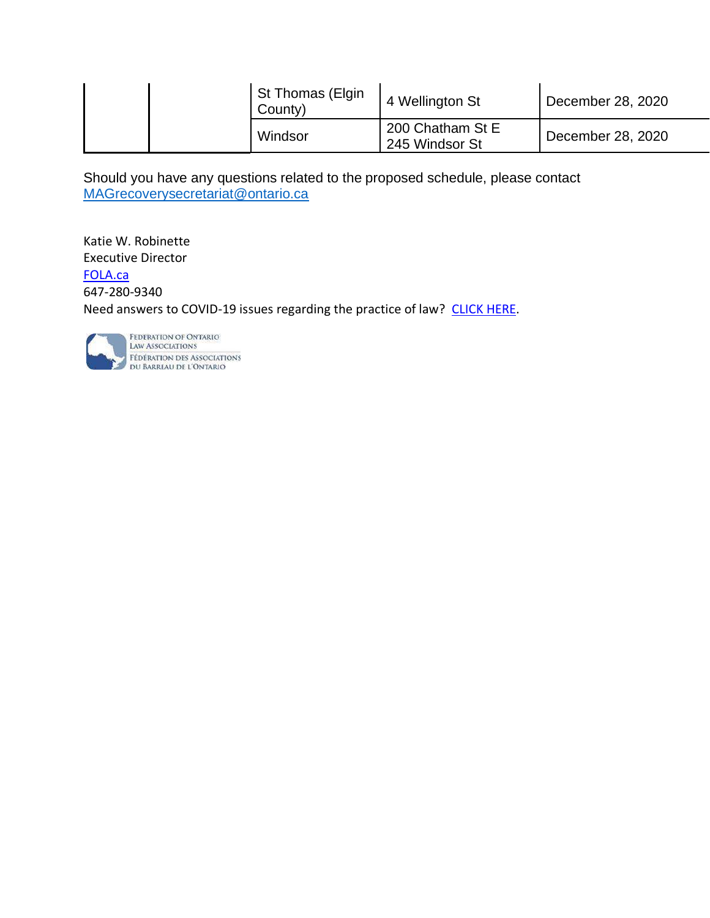| | | | | |
|---|---|---|---|---|
| | | St Thomas (Elgin County) | 4 Wellington St | December 28, 2020 |
| | | Windsor | 200 Chatham St E<br>245 Windsor St | December 28, 2020 |

Should you have any questions related to the proposed schedule, please contact MAGrecoverysecretariat@ontario.ca

Katie W. Robinette
Executive Director
FOLA.ca
647-280-9340
Need answers to COVID-19 issues regarding the practice of law? CLICK HERE.

Federation of Ontario Law Associations
Fédération des Associations du Barreau de l'Ontario